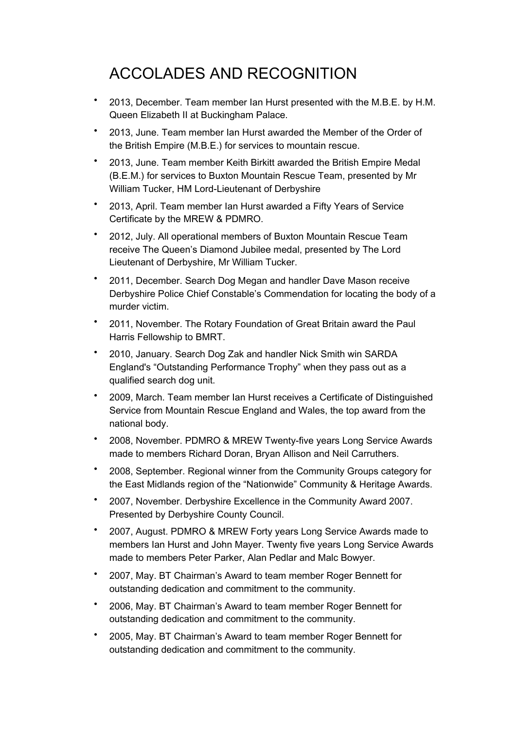# ACCOLADES AND RECOGNITION

- 2013, December. Team member Ian Hurst presented with the M.B.E. by H.M. Queen Elizabeth II at Buckingham Palace.
- 2013, June. Team member Ian Hurst awarded the Member of the Order of the British Empire (M.B.E.) for services to mountain rescue.
- 2013, June. Team member Keith Birkitt awarded the British Empire Medal (B.E.M.) for services to Buxton Mountain Rescue Team, presented by Mr William Tucker, HM Lord-Lieutenant of Derbyshire
- 2013, April. Team member Ian Hurst awarded a Fifty Years of Service Certificate by the MREW & PDMRO.
- 2012, July. All operational members of Buxton Mountain Rescue Team receive The Queen's Diamond Jubilee medal, presented by The Lord Lieutenant of Derbyshire, Mr William Tucker.
- 2011, December. Search Dog Megan and handler Dave Mason receive Derbyshire Police Chief Constable's Commendation for locating the body of a murder victim.
- 2011, November. The Rotary Foundation of Great Britain award the Paul Harris Fellowship to BMRT.
- 2010, January. Search Dog Zak and handler Nick Smith win SARDA England's "Outstanding Performance Trophy" when they pass out as a qualified search dog unit.
- 2009, March. Team member Ian Hurst receives a Certificate of Distinguished Service from Mountain Rescue England and Wales, the top award from the national body.
- 2008, November. PDMRO & MREW Twenty-five years Long Service Awards made to members Richard Doran, Bryan Allison and Neil Carruthers.
- 2008, September. Regional winner from the Community Groups category for the East Midlands region of the "Nationwide" Community & Heritage Awards.
- 2007, November. Derbyshire Excellence in the Community Award 2007. Presented by Derbyshire County Council.
- 2007, August. PDMRO & MREW Forty years Long Service Awards made to members Ian Hurst and John Mayer. Twenty five years Long Service Awards made to members Peter Parker, Alan Pedlar and Malc Bowyer.
- 2007, May. BT Chairman's Award to team member Roger Bennett for outstanding dedication and commitment to the community.
- 2006, May. BT Chairman's Award to team member Roger Bennett for outstanding dedication and commitment to the community.
- 2005, May. BT Chairman's Award to team member Roger Bennett for outstanding dedication and commitment to the community.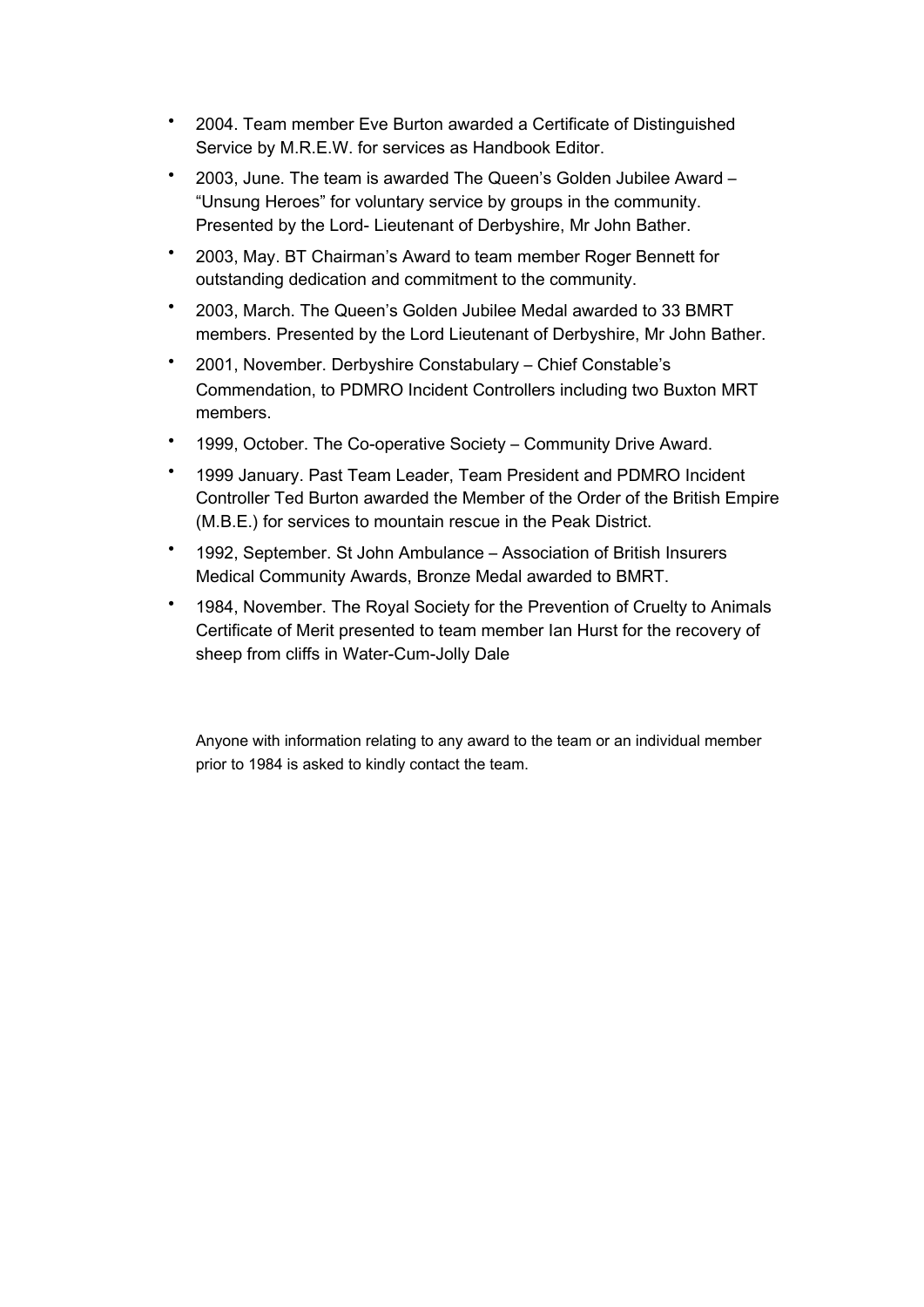- 2004. Team member Eve Burton awarded a Certificate of Distinguished Service by M.R.E.W. for services as Handbook Editor.
- 2003, June. The team is awarded The Queen's Golden Jubilee Award – "Unsung Heroes" for voluntary service by groups in the community. Presented by the Lord- Lieutenant of Derbyshire, Mr John Bather.
- 2003, May. BT Chairman's Award to team member Roger Bennett for outstanding dedication and commitment to the community.
- 2003, March. The Queen's Golden Jubilee Medal awarded to 33 BMRT members. Presented by the Lord Lieutenant of Derbyshire, Mr John Bather.
- 2001, November. Derbyshire Constabulary – Chief Constable's Commendation, to PDMRO Incident Controllers including two Buxton MRT members.
- 1999, October. The Co-operative Society – Community Drive Award.
- 1999 January. Past Team Leader, Team President and PDMRO Incident Controller Ted Burton awarded the Member of the Order of the British Empire (M.B.E.) for services to mountain rescue in the Peak District.
- 1992, September. St John Ambulance – Association of British Insurers Medical Community Awards, Bronze Medal awarded to BMRT.
- 1984, November. The Royal Society for the Prevention of Cruelty to Animals Certificate of Merit presented to team member Ian Hurst for the recovery of sheep from cliffs in Water-Cum-Jolly Dale

Anyone with information relating to any award to the team or an individual member prior to 1984 is asked to kindly contact the team.